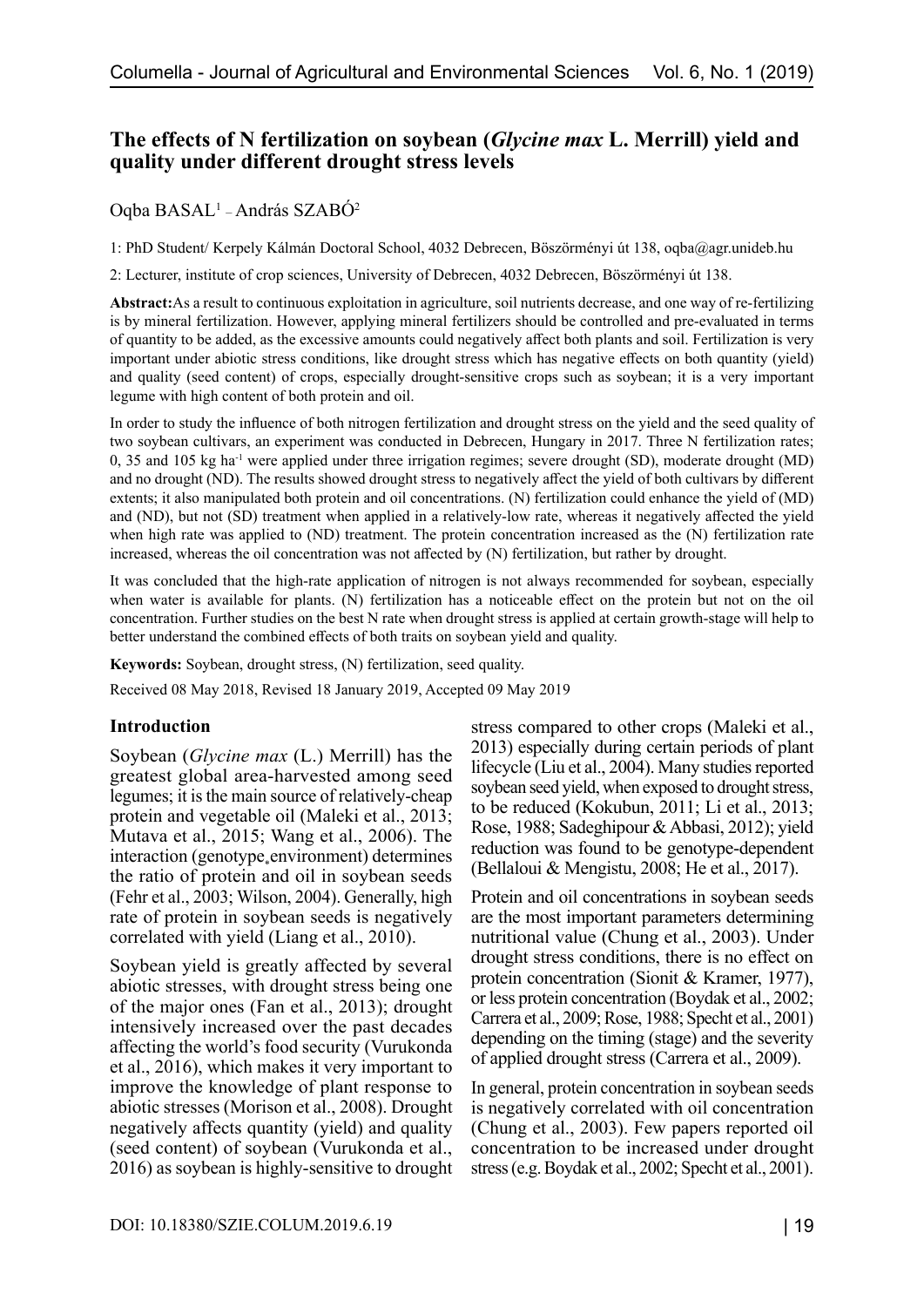# The effects of N fertilization on soybean (*Glycine max* L. Merrill) yield and quality under different drought stress levels

Oqba BASAL[1] – András SZABÓ[2]

1: PhD Student/ Kerpely Kálmán Doctoral School, 4032 Debrecen, Böszörményi út 138, oqba@agr.unideb.hu

2: Lecturer, institute of crop sciences, University of Debrecen, 4032 Debrecen, Böszörményi út 138.

**Abstract:**As a result to continuous exploitation in agriculture, soil nutrients decrease, and one way of re-fertilizing is by mineral fertilization. However, applying mineral fertilizers should be controlled and pre-evaluated in terms of quantity to be added, as the excessive amounts could negatively affect both plants and soil. Fertilization is very important under abiotic stress conditions, like drought stress which has negative effects on both quantity (yield) and quality (seed content) of crops, especially drought-sensitive crops such as soybean; it is a very important legume with high content of both protein and oil.

In order to study the influence of both nitrogen fertilization and drought stress on the yield and the seed quality of two soybean cultivars, an experiment was conducted in Debrecen, Hungary in 2017. Three N fertilization rates; 0, 35 and 105 kg ha$^{-1}$ were applied under three irrigation regimes; severe drought (SD), moderate drought (MD) and no drought (ND). The results showed drought stress to negatively affect the yield of both cultivars by different extents; it also manipulated both protein and oil concentrations. (N) fertilization could enhance the yield of (MD) and (ND), but not (SD) treatment when applied in a relatively-low rate, whereas it negatively affected the yield when high rate was applied to (ND) treatment. The protein concentration increased as the (N) fertilization rate increased, whereas the oil concentration was not affected by (N) fertilization, but rather by drought.

It was concluded that the high-rate application of nitrogen is not always recommended for soybean, especially when water is available for plants. (N) fertilization has a noticeable effect on the protein but not on the oil concentration. Further studies on the best N rate when drought stress is applied at certain growth-stage will help to better understand the combined effects of both traits on soybean yield and quality.

**Keywords:** Soybean, drought stress, (N) fertilization, seed quality.

Received 08 May 2018, Revised 18 January 2019, Accepted 09 May 2019

## Introduction

Soybean (*Glycine max* (L.) Merrill) has the greatest global area-harvested among seed legumes; it is the main source of relatively-cheap protein and vegetable oil (Maleki et al., 2013; Mutava et al., 2015; Wang et al., 2006). The interaction (genotype*environment) determines the ratio of protein and oil in soybean seeds (Fehr et al., 2003; Wilson, 2004). Generally, high rate of protein in soybean seeds is negatively correlated with yield (Liang et al., 2010).

Soybean yield is greatly affected by several abiotic stresses, with drought stress being one of the major ones (Fan et al., 2013); drought intensively increased over the past decades affecting the world's food security (Vurukonda et al., 2016), which makes it very important to improve the knowledge of plant response to abiotic stresses (Morison et al., 2008). Drought negatively affects quantity (yield) and quality (seed content) of soybean (Vurukonda et al., 2016) as soybean is highly-sensitive to drought stress compared to other crops (Maleki et al., 2013) especially during certain periods of plant lifecycle (Liu et al., 2004). Many studies reported soybean seed yield, when exposed to drought stress, to be reduced (Kokubun, 2011; Li et al., 2013; Rose, 1988; Sadeghipour & Abbasi, 2012); yield reduction was found to be genotype-dependent (Bellaloui & Mengistu, 2008; He et al., 2017).

Protein and oil concentrations in soybean seeds are the most important parameters determining nutritional value (Chung et al., 2003). Under drought stress conditions, there is no effect on protein concentration (Sionit & Kramer, 1977), or less protein concentration (Boydak et al., 2002; Carrera et al., 2009; Rose, 1988; Specht et al., 2001) depending on the timing (stage) and the severity of applied drought stress (Carrera et al., 2009).

In general, protein concentration in soybean seeds is negatively correlated with oil concentration (Chung et al., 2003). Few papers reported oil concentration to be increased under drought stress (e.g. Boydak et al., 2002; Specht et al., 2001).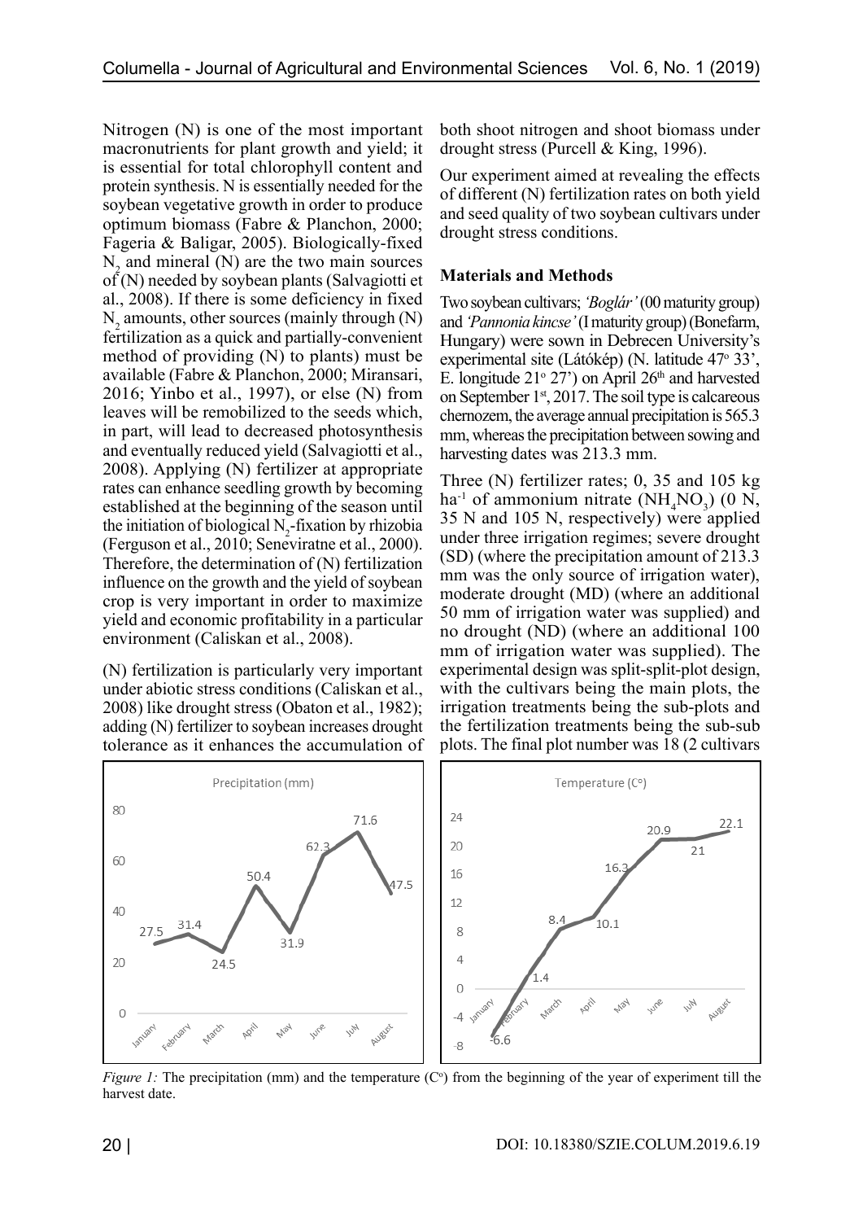Nitrogen (N) is one of the most important macronutrients for plant growth and yield; it is essential for total chlorophyll content and protein synthesis. N is essentially needed for the soybean vegetative growth in order to produce optimum biomass (Fabre & Planchon, 2000; Fageria & Baligar, 2005). Biologically-fixed $N_2$ and mineral (N) are the two main sources of (N) needed by soybean plants (Salvagiotti et al., 2008). If there is some deficiency in fixed $N_2$ amounts, other sources (mainly through (N) fertilization as a quick and partially-convenient method of providing (N) to plants) must be available (Fabre & Planchon, 2000; Miransari, 2016; Yinbo et al., 1997), or else (N) from leaves will be remobilized to the seeds which, in part, will lead to decreased photosynthesis and eventually reduced yield (Salvagiotti et al., 2008). Applying (N) fertilizer at appropriate rates can enhance seedling growth by becoming established at the beginning of the season until the initiation of biological $N_2$-fixation by rhizobia (Ferguson et al., 2010; Seneviratne et al., 2000). Therefore, the determination of (N) fertilization influence on the growth and the yield of soybean crop is very important in order to maximize yield and economic profitability in a particular environment (Caliskan et al., 2008).

(N) fertilization is particularly very important under abiotic stress conditions (Caliskan et al., 2008) like drought stress (Obaton et al., 1982); adding (N) fertilizer to soybean increases drought tolerance as it enhances the accumulation of both shoot nitrogen and shoot biomass under drought stress (Purcell & King, 1996).

Our experiment aimed at revealing the effects of different (N) fertilization rates on both yield and seed quality of two soybean cultivars under drought stress conditions.

## Materials and Methods

Two soybean cultivars; *'Boglár'* (00 maturity group) and *'Pannonia kincse'* (I maturity group) (Bonefarm, Hungary) were sown in Debrecen University's experimental site (Látókép) (N. latitude 47° 33', E. longitude 21° 27') on April 26th and harvested on September 1st, 2017. The soil type is calcareous chernozem, the average annual precipitation is 565.3 mm, whereas the precipitation between sowing and harvesting dates was 213.3 mm.

Three (N) fertilizer rates; 0, 35 and 105 kg $ha^{-1}$ of ammonium nitrate ($NH_4NO_3$) (0 N, 35 N and 105 N, respectively) were applied under three irrigation regimes; severe drought (SD) (where the precipitation amount of 213.3 mm was the only source of irrigation water), moderate drought (MD) (where an additional 50 mm of irrigation water was supplied) and no drought (ND) (where an additional 100 mm of irrigation water was supplied). The experimental design was split-split-plot design, with the cultivars being the main plots, the irrigation treatments being the sub-plots and the fertilization treatments being the sub-sub plots. The final plot number was 18 (2 cultivars

*Figure 1:* The precipitation (mm) and the temperature (C°) from the beginning of the year of experiment till the harvest date.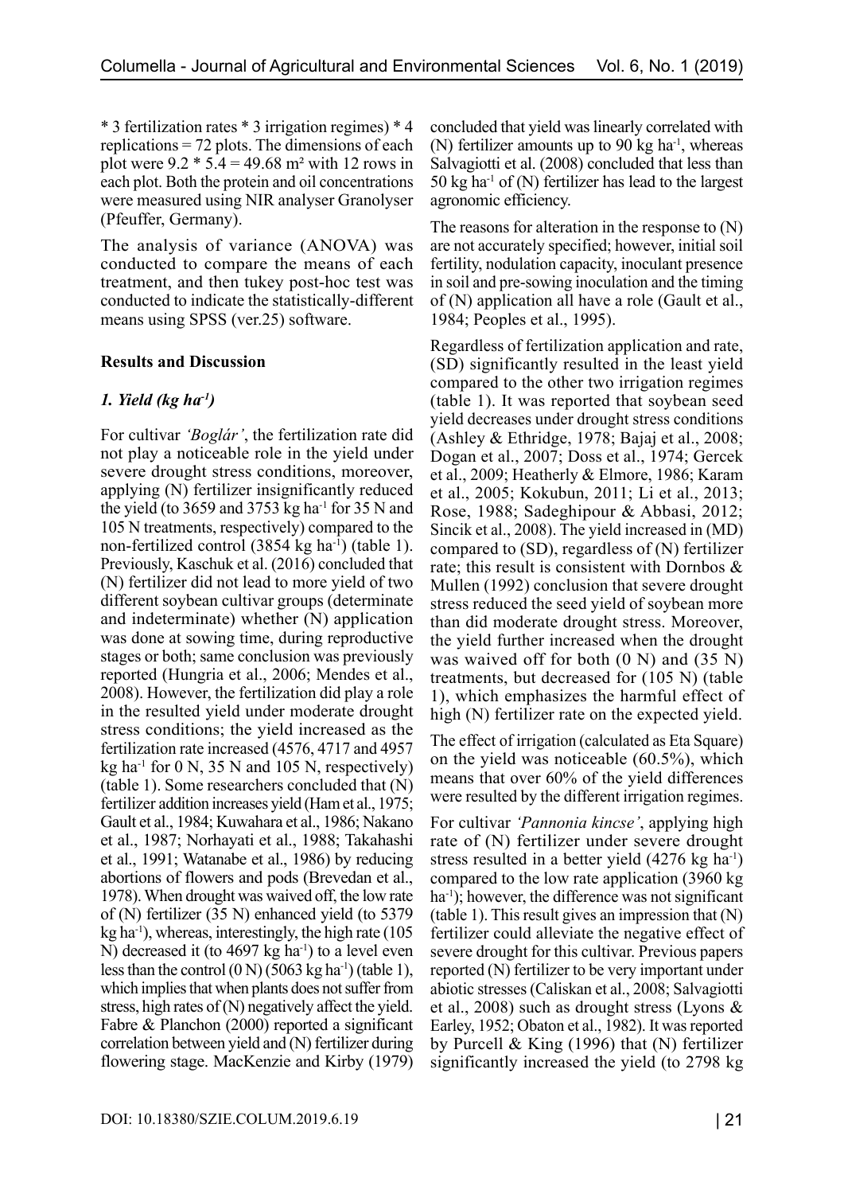* 3 fertilization rates * 3 irrigation regimes) * 4 replications = 72 plots. The dimensions of each plot were 9.2 * 5.4 = 49.68 m² with 12 rows in each plot. Both the protein and oil concentrations were measured using NIR analyser Granolyser (Pfeuffer, Germany).

The analysis of variance (ANOVA) was conducted to compare the means of each treatment, and then tukey post-hoc test was conducted to indicate the statistically-different means using SPSS (ver.25) software.

**Results and Discussion**

***1. Yield (kg ha$^{-1}$)***

For cultivar *'Boglár'*, the fertilization rate did not play a noticeable role in the yield under severe drought stress conditions, moreover, applying (N) fertilizer insignificantly reduced the yield (to 3659 and 3753 kg ha$^{-1}$ for 35 N and 105 N treatments, respectively) compared to the non-fertilized control (3854 kg ha$^{-1}$) (table 1). Previously, Kaschuk et al. (2016) concluded that (N) fertilizer did not lead to more yield of two different soybean cultivar groups (determinate and indeterminate) whether (N) application was done at sowing time, during reproductive stages or both; same conclusion was previously reported (Hungria et al., 2006; Mendes et al., 2008). However, the fertilization did play a role in the resulted yield under moderate drought stress conditions; the yield increased as the fertilization rate increased (4576, 4717 and 4957 kg ha$^{-1}$ for 0 N, 35 N and 105 N, respectively) (table 1). Some researchers concluded that (N) fertilizer addition increases yield (Ham et al., 1975; Gault et al., 1984; Kuwahara et al., 1986; Nakano et al., 1987; Norhayati et al., 1988; Takahashi et al., 1991; Watanabe et al., 1986) by reducing abortions of flowers and pods (Brevedan et al., 1978). When drought was waived off, the low rate of (N) fertilizer (35 N) enhanced yield (to 5379 kg ha$^{-1}$), whereas, interestingly, the high rate (105 N) decreased it (to 4697 kg ha$^{-1}$) to a level even less than the control (0 N) (5063 kg ha$^{-1}$) (table 1), which implies that when plants does not suffer from stress, high rates of (N) negatively affect the yield. Fabre & Planchon (2000) reported a significant correlation between yield and (N) fertilizer during flowering stage. MacKenzie and Kirby (1979) concluded that yield was linearly correlated with (N) fertilizer amounts up to 90 kg ha$^{-1}$, whereas Salvagiotti et al. (2008) concluded that less than 50 kg ha$^{-1}$ of (N) fertilizer has lead to the largest agronomic efficiency.

The reasons for alteration in the response to (N) are not accurately specified; however, initial soil fertility, nodulation capacity, inoculant presence in soil and pre-sowing inoculation and the timing of (N) application all have a role (Gault et al., 1984; Peoples et al., 1995).

Regardless of fertilization application and rate, (SD) significantly resulted in the least yield compared to the other two irrigation regimes (table 1). It was reported that soybean seed yield decreases under drought stress conditions (Ashley & Ethridge, 1978; Bajaj et al., 2008; Dogan et al., 2007; Doss et al., 1974; Gercek et al., 2009; Heatherly & Elmore, 1986; Karam et al., 2005; Kokubun, 2011; Li et al., 2013; Rose, 1988; Sadeghipour & Abbasi, 2012; Sincik et al., 2008). The yield increased in (MD) compared to (SD), regardless of (N) fertilizer rate; this result is consistent with Dornbos & Mullen (1992) conclusion that severe drought stress reduced the seed yield of soybean more than did moderate drought stress. Moreover, the yield further increased when the drought was waived off for both (0 N) and (35 N) treatments, but decreased for (105 N) (table 1), which emphasizes the harmful effect of high (N) fertilizer rate on the expected yield.

The effect of irrigation (calculated as Eta Square) on the yield was noticeable (60.5%), which means that over 60% of the yield differences were resulted by the different irrigation regimes.

For cultivar *'Pannonia kincse'*, applying high rate of (N) fertilizer under severe drought stress resulted in a better yield (4276 kg ha$^{-1}$) compared to the low rate application (3960 kg ha$^{-1}$); however, the difference was not significant (table 1). This result gives an impression that (N) fertilizer could alleviate the negative effect of severe drought for this cultivar. Previous papers reported (N) fertilizer to be very important under abiotic stresses (Caliskan et al., 2008; Salvagiotti et al., 2008) such as drought stress (Lyons & Earley, 1952; Obaton et al., 1982). It was reported by Purcell & King (1996) that (N) fertilizer significantly increased the yield (to 2798 kg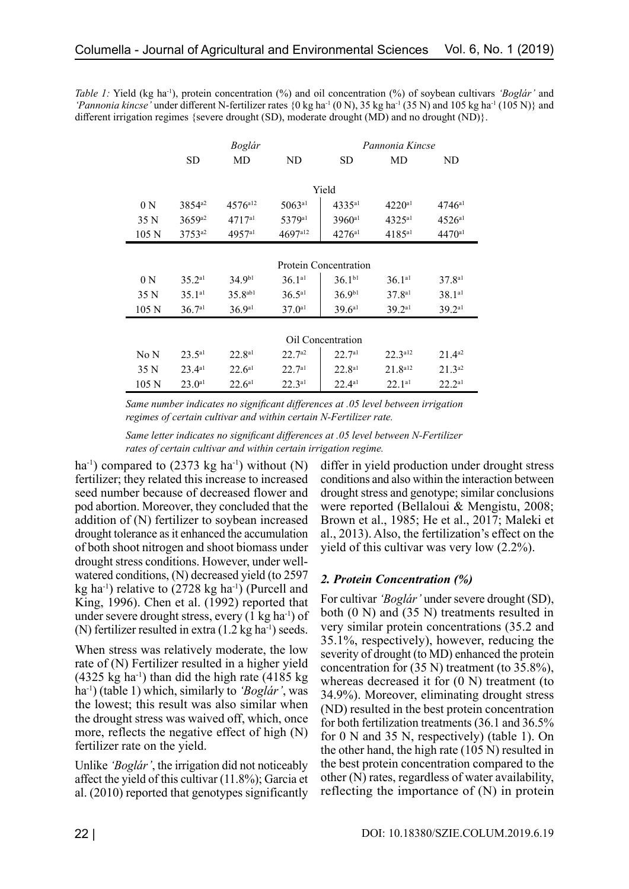*Table 1:* Yield (kg $ha^{-1}$), protein concentration (%) and oil concentration (%) of soybean cultivars *'Boglár'* and *'Pannonia kincse'* under different N-fertilizer rates {0 kg $ha^{-1}$ (0 N), 35 kg $ha^{-1}$ (35 N) and 105 kg $ha^{-1}$ (105 N)} and different irrigation regimes {severe drought (SD), moderate drought (MD) and no drought (ND)}.

| | *Boglár* | | | *Pannonia Kincse* | | |
|---|---|---|---|---|---|---|
| | SD | MD | ND | SD | MD | ND |
| **Yield** | | | | | | |
| 0 N | 3854$^{a2}$ | 4576$^{a12}$ | 5063$^{a1}$ | 4335$^{a1}$ | 4220$^{a1}$ | 4746$^{a1}$ |
| 35 N | 3659$^{a2}$ | 4717$^{a1}$ | 5379$^{a1}$ | 3960$^{a1}$ | 4325$^{a1}$ | 4526$^{a1}$ |
| 105 N | 3753$^{a2}$ | 4957$^{a1}$ | 4697$^{a12}$ | 4276$^{a1}$ | 4185$^{a1}$ | 4470$^{a1}$ |
| **Protein Concentration** | | | | | | |
| 0 N | 35.2$^{a1}$ | 34.9$^{b1}$ | 36.1$^{a1}$ | 36.1$^{b1}$ | 36.1$^{a1}$ | 37.8$^{a1}$ |
| 35 N | 35.1$^{a1}$ | 35.8$^{ab1}$ | 36.5$^{a1}$ | 36.9$^{b1}$ | 37.8$^{a1}$ | 38.1$^{a1}$ |
| 105 N | 36.7$^{a1}$ | 36.9$^{a1}$ | 37.0$^{a1}$ | 39.6$^{a1}$ | 39.2$^{a1}$ | 39.2$^{a1}$ |
| **Oil Concentration** | | | | | | |
| No N | 23.5$^{a1}$ | 22.8$^{a1}$ | 22.7$^{a2}$ | 22.7$^{a1}$ | 22.3$^{a12}$ | 21.4$^{a2}$ |
| 35 N | 23.4$^{a1}$ | 22.6$^{a1}$ | 22.7$^{a1}$ | 22.8$^{a1}$ | 21.8$^{a12}$ | 21.3$^{a2}$ |
| 105 N | 23.0$^{a1}$ | 22.6$^{a1}$ | 22.3$^{a1}$ | 22.4$^{a1}$ | 22.1$^{a1}$ | 22.2$^{a1}$ |

*Same number indicates no significant differences at .05 level between irrigation regimes of certain cultivar and within certain N-Fertilizer rate.*

*Same letter indicates no significant differences at .05 level between N-Fertilizer rates of certain cultivar and within certain irrigation regime.*

$ha^{-1}$) compared to (2373 kg $ha^{-1}$) without (N) fertilizer; they related this increase to increased seed number because of decreased flower and pod abortion. Moreover, they concluded that the addition of (N) fertilizer to soybean increased drought tolerance as it enhanced the accumulation of both shoot nitrogen and shoot biomass under drought stress conditions. However, under well-watered conditions, (N) decreased yield (to 2597 kg $ha^{-1}$) relative to (2728 kg $ha^{-1}$) (Purcell and King, 1996). Chen et al. (1992) reported that under severe drought stress, every (1 kg $ha^{-1}$) of (N) fertilizer resulted in extra (1.2 kg $ha^{-1}$) seeds.

When stress was relatively moderate, the low rate of (N) Fertilizer resulted in a higher yield (4325 kg $ha^{-1}$) than did the high rate (4185 kg $ha^{-1}$) (table 1) which, similarly to *'Boglár'*, was the lowest; this result was also similar when the drought stress was waived off, which, once more, reflects the negative effect of high (N) fertilizer rate on the yield.

Unlike *'Boglár'*, the irrigation did not noticeably affect the yield of this cultivar (11.8%); Garcia et al. (2010) reported that genotypes significantly differ in yield production under drought stress conditions and also within the interaction between drought stress and genotype; similar conclusions were reported (Bellaloui & Mengistu, 2008; Brown et al., 1985; He et al., 2017; Maleki et al., 2013). Also, the fertilization's effect on the yield of this cultivar was very low (2.2%).

### *2. Protein Concentration (%)*

For cultivar *'Boglár'* under severe drought (SD), both (0 N) and (35 N) treatments resulted in very similar protein concentrations (35.2 and 35.1%, respectively), however, reducing the severity of drought (to MD) enhanced the protein concentration for (35 N) treatment (to 35.8%), whereas decreased it for (0 N) treatment (to 34.9%). Moreover, eliminating drought stress (ND) resulted in the best protein concentration for both fertilization treatments (36.1 and 36.5% for 0 N and 35 N, respectively) (table 1). On the other hand, the high rate (105 N) resulted in the best protein concentration compared to the other (N) rates, regardless of water availability, reflecting the importance of (N) in protein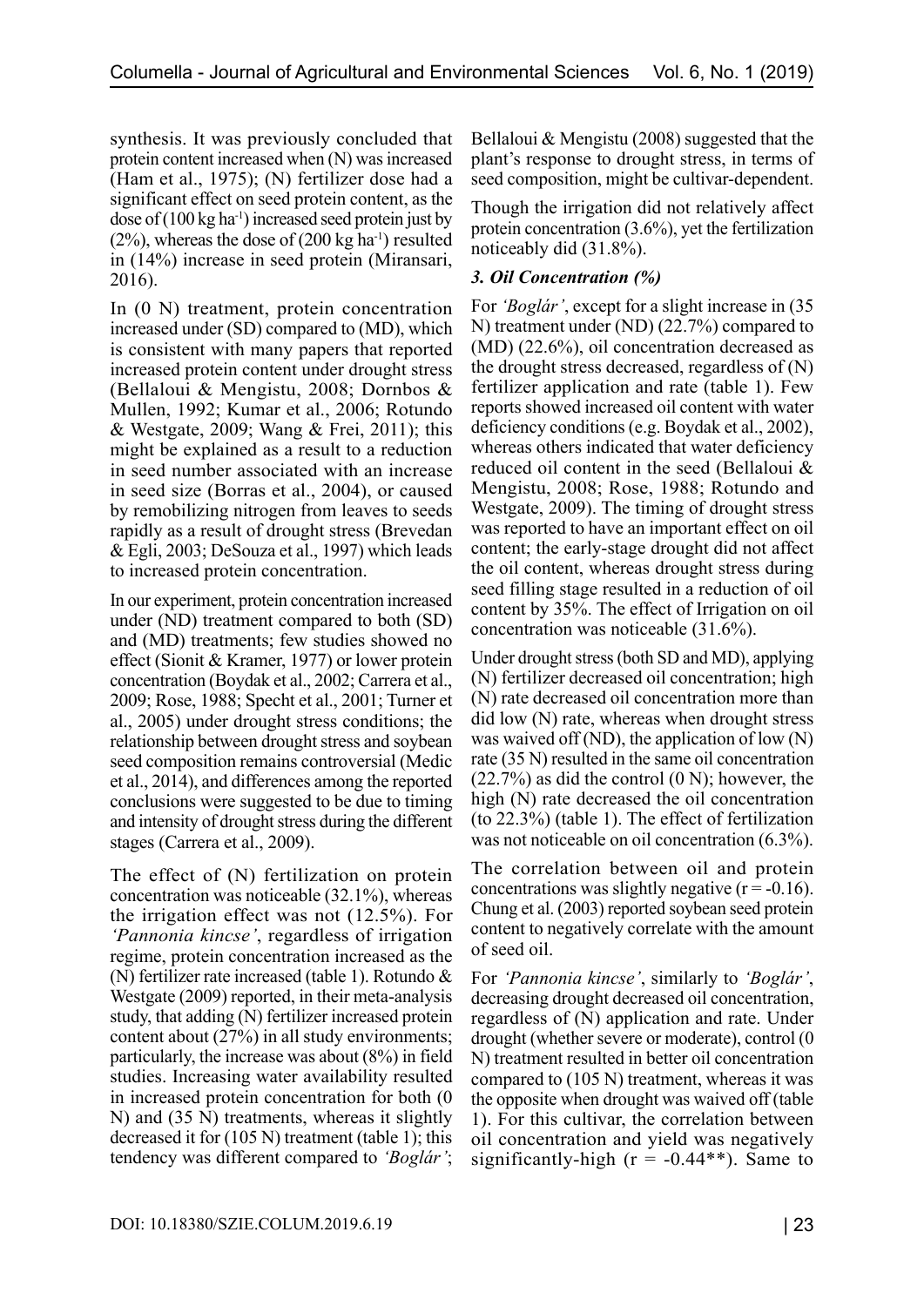synthesis. It was previously concluded that protein content increased when (N) was increased (Ham et al., 1975); (N) fertilizer dose had a significant effect on seed protein content, as the dose of (100 kg ha$^{-1}$) increased seed protein just by (2%), whereas the dose of (200 kg ha$^{-1}$) resulted in (14%) increase in seed protein (Miransari, 2016).

In (0 N) treatment, protein concentration increased under (SD) compared to (MD), which is consistent with many papers that reported increased protein content under drought stress (Bellaloui & Mengistu, 2008; Dornbos & Mullen, 1992; Kumar et al., 2006; Rotundo & Westgate, 2009; Wang & Frei, 2011); this might be explained as a result to a reduction in seed number associated with an increase in seed size (Borras et al., 2004), or caused by remobilizing nitrogen from leaves to seeds rapidly as a result of drought stress (Brevedan & Egli, 2003; DeSouza et al., 1997) which leads to increased protein concentration.

In our experiment, protein concentration increased under (ND) treatment compared to both (SD) and (MD) treatments; few studies showed no effect (Sionit & Kramer, 1977) or lower protein concentration (Boydak et al., 2002; Carrera et al., 2009; Rose, 1988; Specht et al., 2001; Turner et al., 2005) under drought stress conditions; the relationship between drought stress and soybean seed composition remains controversial (Medic et al., 2014), and differences among the reported conclusions were suggested to be due to timing and intensity of drought stress during the different stages (Carrera et al., 2009).

The effect of (N) fertilization on protein concentration was noticeable (32.1%), whereas the irrigation effect was not (12.5%). For *'Pannonia kincse'*, regardless of irrigation regime, protein concentration increased as the (N) fertilizer rate increased (table 1). Rotundo & Westgate (2009) reported, in their meta-analysis study, that adding (N) fertilizer increased protein content about (27%) in all study environments; particularly, the increase was about (8%) in field studies. Increasing water availability resulted in increased protein concentration for both (0 N) and (35 N) treatments, whereas it slightly decreased it for (105 N) treatment (table 1); this tendency was different compared to *'Boglár'*; Bellaloui & Mengistu (2008) suggested that the plant's response to drought stress, in terms of seed composition, might be cultivar-dependent.

Though the irrigation did not relatively affect protein concentration (3.6%), yet the fertilization noticeably did (31.8%).

### *3. Oil Concentration (%)*

For *'Boglár'*, except for a slight increase in (35 N) treatment under (ND) (22.7%) compared to (MD) (22.6%), oil concentration decreased as the drought stress decreased, regardless of (N) fertilizer application and rate (table 1). Few reports showed increased oil content with water deficiency conditions (e.g. Boydak et al., 2002), whereas others indicated that water deficiency reduced oil content in the seed (Bellaloui & Mengistu, 2008; Rose, 1988; Rotundo and Westgate, 2009). The timing of drought stress was reported to have an important effect on oil content; the early-stage drought did not affect the oil content, whereas drought stress during seed filling stage resulted in a reduction of oil content by 35%. The effect of Irrigation on oil concentration was noticeable (31.6%).

Under drought stress (both SD and MD), applying (N) fertilizer decreased oil concentration; high (N) rate decreased oil concentration more than did low (N) rate, whereas when drought stress was waived off (ND), the application of low (N) rate (35 N) resulted in the same oil concentration (22.7%) as did the control (0 N); however, the high (N) rate decreased the oil concentration (to 22.3%) (table 1). The effect of fertilization was not noticeable on oil concentration (6.3%).

The correlation between oil and protein concentrations was slightly negative ($r = -0.16$). Chung et al. (2003) reported soybean seed protein content to negatively correlate with the amount of seed oil.

For *'Pannonia kincse'*, similarly to *'Boglár'*, decreasing drought decreased oil concentration, regardless of (N) application and rate. Under drought (whether severe or moderate), control (0 N) treatment resulted in better oil concentration compared to (105 N) treatment, whereas it was the opposite when drought was waived off (table 1). For this cultivar, the correlation between oil concentration and yield was negatively significantly-high ($r = -0.44^{**}$). Same to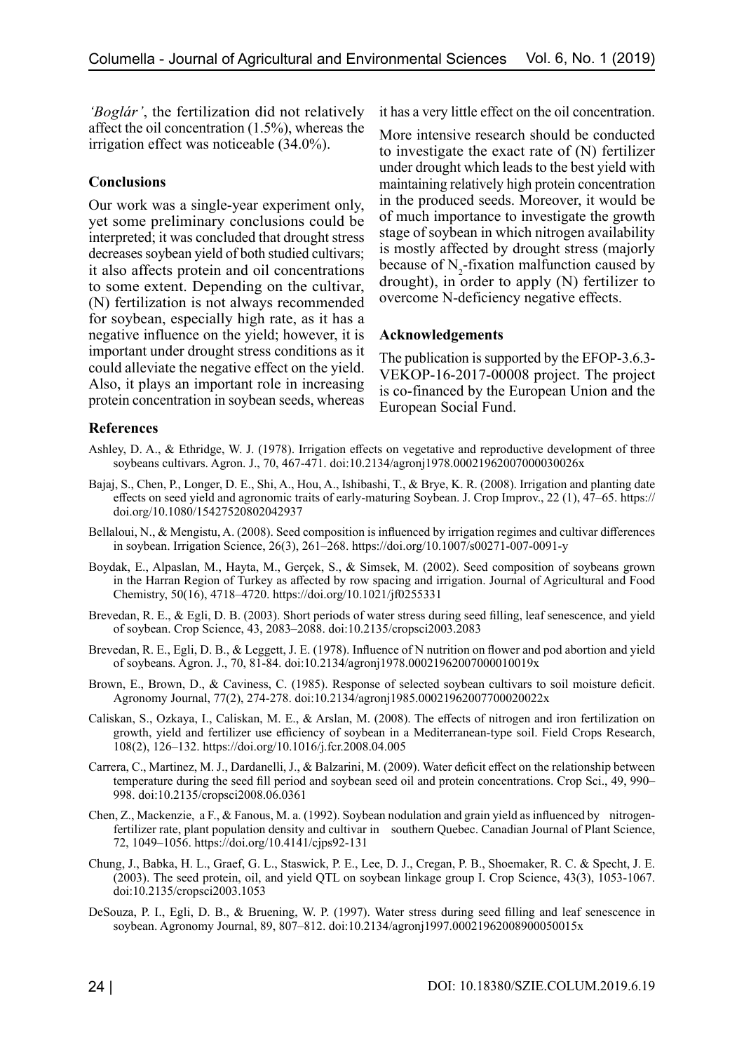*'Boglár'*, the fertilization did not relatively affect the oil concentration (1.5%), whereas the irrigation effect was noticeable (34.0%).

### Conclusions

Our work was a single-year experiment only, yet some preliminary conclusions could be interpreted; it was concluded that drought stress decreases soybean yield of both studied cultivars; it also affects protein and oil concentrations to some extent. Depending on the cultivar, (N) fertilization is not always recommended for soybean, especially high rate, as it has a negative influence on the yield; however, it is important under drought stress conditions as it could alleviate the negative effect on the yield. Also, it plays an important role in increasing protein concentration in soybean seeds, whereas it has a very little effect on the oil concentration.

More intensive research should be conducted to investigate the exact rate of (N) fertilizer under drought which leads to the best yield with maintaining relatively high protein concentration in the produced seeds. Moreover, it would be of much importance to investigate the growth stage of soybean in which nitrogen availability is mostly affected by drought stress (majorly because of $N_2$-fixation malfunction caused by drought), in order to apply (N) fertilizer to overcome N-deficiency negative effects.

### Acknowledgements

The publication is supported by the EFOP-3.6.3-VEKOP-16-2017-00008 project. The project is co-financed by the European Union and the European Social Fund.

### References

Ashley, D. A., & Ethridge, W. J. (1978). Irrigation effects on vegetative and reproductive development of three soybeans cultivars. Agron. J., 70, 467-471. doi:10.2134/agronj1978.00021962007000030026x

Bajaj, S., Chen, P., Longer, D. E., Shi, A., Hou, A., Ishibashi, T., & Brye, K. R. (2008). Irrigation and planting date effects on seed yield and agronomic traits of early-maturing Soybean. J. Crop Improv., 22 (1), 47–65. https://doi.org/10.1080/15427520802042937

Bellaloui, N., & Mengistu, A. (2008). Seed composition is influenced by irrigation regimes and cultivar differences in soybean. Irrigation Science, 26(3), 261–268. https://doi.org/10.1007/s00271-007-0091-y

Boydak, E., Alpaslan, M., Hayta, M., Gerçek, S., & Simsek, M. (2002). Seed composition of soybeans grown in the Harran Region of Turkey as affected by row spacing and irrigation. Journal of Agricultural and Food Chemistry, 50(16), 4718–4720. https://doi.org/10.1021/jf0255331

Brevedan, R. E., & Egli, D. B. (2003). Short periods of water stress during seed filling, leaf senescence, and yield of soybean. Crop Science, 43, 2083–2088. doi:10.2135/cropsci2003.2083

Brevedan, R. E., Egli, D. B., & Leggett, J. E. (1978). Influence of N nutrition on flower and pod abortion and yield of soybeans. Agron. J., 70, 81-84. doi:10.2134/agronj1978.00021962007000010019x

Brown, E., Brown, D., & Caviness, C. (1985). Response of selected soybean cultivars to soil moisture deficit. Agronomy Journal, 77(2), 274-278. doi:10.2134/agronj1985.00021962007700020022x

Caliskan, S., Ozkaya, I., Caliskan, M. E., & Arslan, M. (2008). The effects of nitrogen and iron fertilization on growth, yield and fertilizer use efficiency of soybean in a Mediterranean-type soil. Field Crops Research, 108(2), 126–132. https://doi.org/10.1016/j.fcr.2008.04.005

Carrera, C., Martinez, M. J., Dardanelli, J., & Balzarini, M. (2009). Water deficit effect on the relationship between temperature during the seed fill period and soybean seed oil and protein concentrations. Crop Sci., 49, 990–998. doi:10.2135/cropsci2008.06.0361

Chen, Z., Mackenzie, a F., & Fanous, M. a. (1992). Soybean nodulation and grain yield as influenced by nitrogen-fertilizer rate, plant population density and cultivar in southern Quebec. Canadian Journal of Plant Science, 72, 1049–1056. https://doi.org/10.4141/cjps92-131

Chung, J., Babka, H. L., Graef, G. L., Staswick, P. E., Lee, D. J., Cregan, P. B., Shoemaker, R. C. & Specht, J. E. (2003). The seed protein, oil, and yield QTL on soybean linkage group I. Crop Science, 43(3), 1053-1067. doi:10.2135/cropsci2003.1053

DeSouza, P. I., Egli, D. B., & Bruening, W. P. (1997). Water stress during seed filling and leaf senescence in soybean. Agronomy Journal, 89, 807–812. doi:10.2134/agronj1997.00021962008900050015x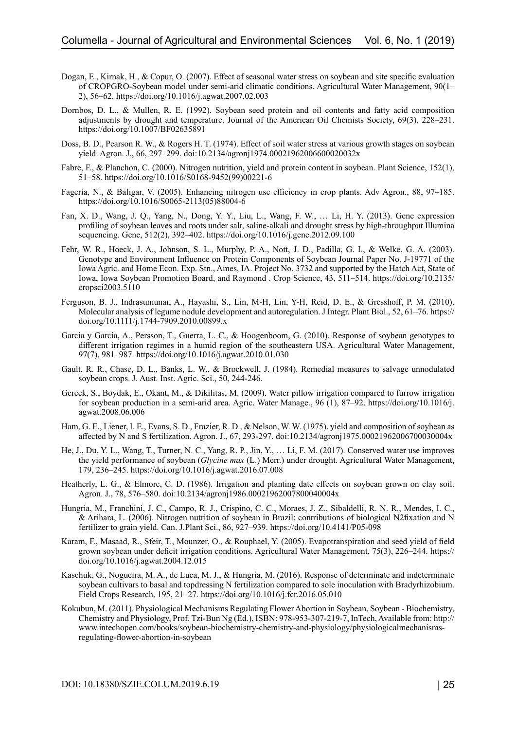Dogan, E., Kirnak, H., & Copur, O. (2007). Effect of seasonal water stress on soybean and site specific evaluation of CROPGRO-Soybean model under semi-arid climatic conditions. Agricultural Water Management, 90(1–2), 56–62. https://doi.org/10.1016/j.agwat.2007.02.003

Dornbos, D. L., & Mullen, R. E. (1992). Soybean seed protein and oil contents and fatty acid composition adjustments by drought and temperature. Journal of the American Oil Chemists Society, 69(3), 228–231. https://doi.org/10.1007/BF02635891

Doss, B. D., Pearson R. W., & Rogers H. T. (1974). Effect of soil water stress at various growth stages on soybean yield. Agron. J., 66, 297–299. doi:10.2134/agronj1974.00021962006600020032x

Fabre, F., & Planchon, C. (2000). Nitrogen nutrition, yield and protein content in soybean. Plant Science, 152(1), 51–58. https://doi.org/10.1016/S0168-9452(99)00221-6

Fageria, N., & Baligar, V. (2005). Enhancing nitrogen use efficiency in crop plants. Adv Agron., 88, 97–185. https://doi.org/10.1016/S0065-2113(05)88004-6

Fan, X. D., Wang, J. Q., Yang, N., Dong, Y. Y., Liu, L., Wang, F. W., … Li, H. Y. (2013). Gene expression profiling of soybean leaves and roots under salt, saline-alkali and drought stress by high-throughput Illumina sequencing. Gene, 512(2), 392–402. https://doi.org/10.1016/j.gene.2012.09.100

Fehr, W. R., Hoeck, J. A., Johnson, S. L., Murphy, P. A., Nott, J. D., Padilla, G. I., & Welke, G. A. (2003). Genotype and Environment Influence on Protein Components of Soybean Journal Paper No. J-19771 of the Iowa Agric. and Home Econ. Exp. Stn., Ames, IA. Project No. 3732 and supported by the Hatch Act, State of Iowa, Iowa Soybean Promotion Board, and Raymond . Crop Science, 43, 511–514. https://doi.org/10.2135/cropsci2003.5110

Ferguson, B. J., Indrasumunar, A., Hayashi, S., Lin, M-H, Lin, Y-H, Reid, D. E., & Gresshoff, P. M. (2010). Molecular analysis of legume nodule development and autoregulation. J Integr. Plant Biol., 52, 61–76. https://doi.org/10.1111/j.1744-7909.2010.00899.x

Garcia y Garcia, A., Persson, T., Guerra, L. C., & Hoogenboom, G. (2010). Response of soybean genotypes to different irrigation regimes in a humid region of the southeastern USA. Agricultural Water Management, 97(7), 981–987. https://doi.org/10.1016/j.agwat.2010.01.030

Gault, R. R., Chase, D. L., Banks, L. W., & Brockwell, J. (1984). Remedial measures to salvage unnodulated soybean crops. J. Aust. Inst. Agric. Sci., 50, 244-246.

Gercek, S., Boydak, E., Okant, M., & Dikilitas, M. (2009). Water pillow irrigation compared to furrow irrigation for soybean production in a semi-arid area. Agric. Water Manage., 96 (1), 87–92. https://doi.org/10.1016/j.agwat.2008.06.006

Ham, G. E., Liener, I. E., Evans, S. D., Frazier, R. D., & Nelson, W. W. (1975). yield and composition of soybean as affected by N and S fertilization. Agron. J., 67, 293-297. doi:10.2134/agronj1975.00021962006700030004x

He, J., Du, Y. L., Wang, T., Turner, N. C., Yang, R. P., Jin, Y., … Li, F. M. (2017). Conserved water use improves the yield performance of soybean (*Glycine max* (L.) Merr.) under drought. Agricultural Water Management, 179, 236–245. https://doi.org/10.1016/j.agwat.2016.07.008

Heatherly, L. G., & Elmore, C. D. (1986). Irrigation and planting date effects on soybean grown on clay soil. Agron. J., 78, 576–580. doi:10.2134/agronj1986.00021962007800040004x

Hungria, M., Franchini, J. C., Campo, R. J., Crispino, C. C., Moraes, J. Z., Sibaldelli, R. N. R., Mendes, I. C., & Arihara, L. (2006). Nitrogen nutrition of soybean in Brazil: contributions of biological N2fixation and N fertilizer to grain yield. Can. J.Plant Sci., 86, 927–939. https://doi.org/10.4141/P05-098

Karam, F., Masaad, R., Sfeir, T., Mounzer, O., & Rouphael, Y. (2005). Evapotranspiration and seed yield of field grown soybean under deficit irrigation conditions. Agricultural Water Management, 75(3), 226–244. https://doi.org/10.1016/j.agwat.2004.12.015

Kaschuk, G., Nogueira, M. A., de Luca, M. J., & Hungria, M. (2016). Response of determinate and indeterminate soybean cultivars to basal and topdressing N fertilization compared to sole inoculation with Bradyrhizobium. Field Crops Research, 195, 21–27. https://doi.org/10.1016/j.fcr.2016.05.010

Kokubun, M. (2011). Physiological Mechanisms Regulating Flower Abortion in Soybean, Soybean - Biochemistry, Chemistry and Physiology, Prof. Tzi-Bun Ng (Ed.), ISBN: 978-953-307-219-7, InTech, Available from: http://www.intechopen.com/books/soybean-biochemistry-chemistry-and-physiology/physiologicalmechanisms-regulating-flower-abortion-in-soybean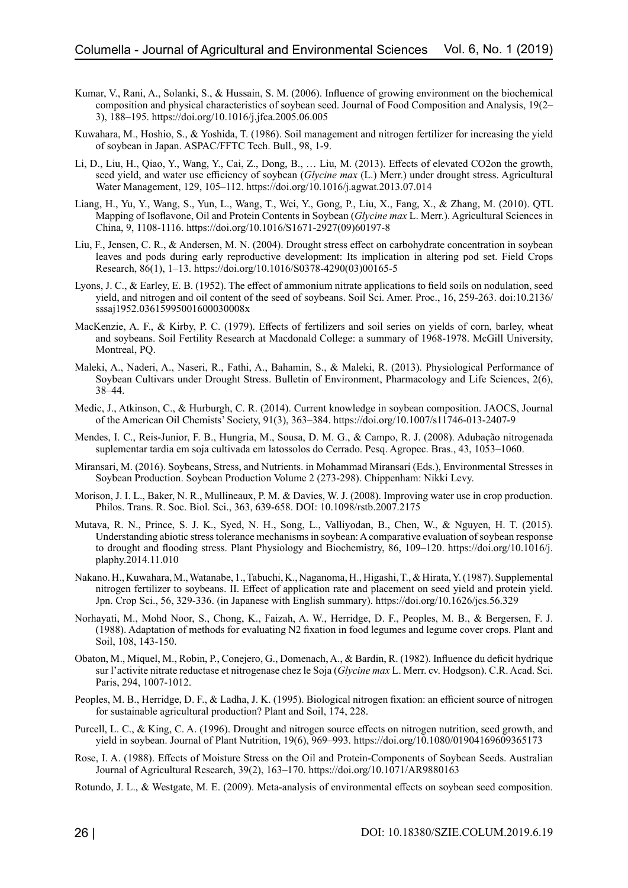Kumar, V., Rani, A., Solanki, S., & Hussain, S. M. (2006). Influence of growing environment on the biochemical composition and physical characteristics of soybean seed. Journal of Food Composition and Analysis, 19(2–3), 188–195. https://doi.org/10.1016/j.jfca.2005.06.005

Kuwahara, M., Hoshio, S., & Yoshida, T. (1986). Soil management and nitrogen fertilizer for increasing the yield of soybean in Japan. ASPAC/FFTC Tech. Bull., 98, 1-9.

Li, D., Liu, H., Qiao, Y., Wang, Y., Cai, Z., Dong, B., … Liu, M. (2013). Effects of elevated CO2on the growth, seed yield, and water use efficiency of soybean (*Glycine max* (L.) Merr.) under drought stress. Agricultural Water Management, 129, 105–112. https://doi.org/10.1016/j.agwat.2013.07.014

Liang, H., Yu, Y., Wang, S., Yun, L., Wang, T., Wei, Y., Gong, P., Liu, X., Fang, X., & Zhang, M. (2010). QTL Mapping of Isoflavone, Oil and Protein Contents in Soybean (*Glycine max* L. Merr.). Agricultural Sciences in China, 9, 1108-1116. https://doi.org/10.1016/S1671-2927(09)60197-8

Liu, F., Jensen, C. R., & Andersen, M. N. (2004). Drought stress effect on carbohydrate concentration in soybean leaves and pods during early reproductive development: Its implication in altering pod set. Field Crops Research, 86(1), 1–13. https://doi.org/10.1016/S0378-4290(03)00165-5

Lyons, J. C., & Earley, E. B. (1952). The effect of ammonium nitrate applications to field soils on nodulation, seed yield, and nitrogen and oil content of the seed of soybeans. Soil Sci. Amer. Proc., 16, 259-263. doi:10.2136/sssaj1952.03615995001600030008x

MacKenzie, A. F., & Kirby, P. C. (1979). Effects of fertilizers and soil series on yields of corn, barley, wheat and soybeans. Soil Fertility Research at Macdonald College: a summary of 1968-1978. McGill University, Montreal, PQ.

Maleki, A., Naderi, A., Naseri, R., Fathi, A., Bahamin, S., & Maleki, R. (2013). Physiological Performance of Soybean Cultivars under Drought Stress. Bulletin of Environment, Pharmacology and Life Sciences, 2(6), 38–44.

Medic, J., Atkinson, C., & Hurburgh, C. R. (2014). Current knowledge in soybean composition. JAOCS, Journal of the American Oil Chemists' Society, 91(3), 363–384. https://doi.org/10.1007/s11746-013-2407-9

Mendes, I. C., Reis-Junior, F. B., Hungria, M., Sousa, D. M. G., & Campo, R. J. (2008). Adubação nitrogenada suplementar tardia em soja cultivada em latossolos do Cerrado. Pesq. Agropec. Bras., 43, 1053–1060.

Miransari, M. (2016). Soybeans, Stress, and Nutrients. in Mohammad Miransari (Eds.), Environmental Stresses in Soybean Production. Soybean Production Volume 2 (273-298). Chippenham: Nikki Levy.

Morison, J. I. L., Baker, N. R., Mullineaux, P. M. & Davies, W. J. (2008). Improving water use in crop production. Philos. Trans. R. Soc. Biol. Sci., 363, 639-658. DOI: 10.1098/rstb.2007.2175

Mutava, R. N., Prince, S. J. K., Syed, N. H., Song, L., Valliyodan, B., Chen, W., & Nguyen, H. T. (2015). Understanding abiotic stress tolerance mechanisms in soybean: A comparative evaluation of soybean response to drought and flooding stress. Plant Physiology and Biochemistry, 86, 109–120. https://doi.org/10.1016/j.plaphy.2014.11.010

Nakano. H., Kuwahara, M., Watanabe, 1., Tabuchi, K., Naganoma, H., Higashi, T., & Hirata, Y. (1987). Supplemental nitrogen fertilizer to soybeans. II. Effect of application rate and placement on seed yield and protein yield. Jpn. Crop Sci., 56, 329-336. (in Japanese with English summary). https://doi.org/10.1626/jcs.56.329

Norhayati, M., Mohd Noor, S., Chong, K., Faizah, A. W., Herridge, D. F., Peoples, M. B., & Bergersen, F. J. (1988). Adaptation of methods for evaluating N2 fixation in food legumes and legume cover crops. Plant and Soil, 108, 143-150.

Obaton, M., Miquel, M., Robin, P., Conejero, G., Domenach, A., & Bardin, R. (1982). Influence du deficit hydrique sur l'activite nitrate reductase et nitrogenase chez le Soja (*Glycine max* L. Merr. cv. Hodgson). C.R. Acad. Sci. Paris, 294, 1007-1012.

Peoples, M. B., Herridge, D. F., & Ladha, J. K. (1995). Biological nitrogen fixation: an efficient source of nitrogen for sustainable agricultural production? Plant and Soil, 174, 228.

Purcell, L. C., & King, C. A. (1996). Drought and nitrogen source effects on nitrogen nutrition, seed growth, and yield in soybean. Journal of Plant Nutrition, 19(6), 969–993. https://doi.org/10.1080/01904169609365173

Rose, I. A. (1988). Effects of Moisture Stress on the Oil and Protein-Components of Soybean Seeds. Australian Journal of Agricultural Research, 39(2), 163–170. https://doi.org/10.1071/AR9880163

Rotundo, J. L., & Westgate, M. E. (2009). Meta-analysis of environmental effects on soybean seed composition.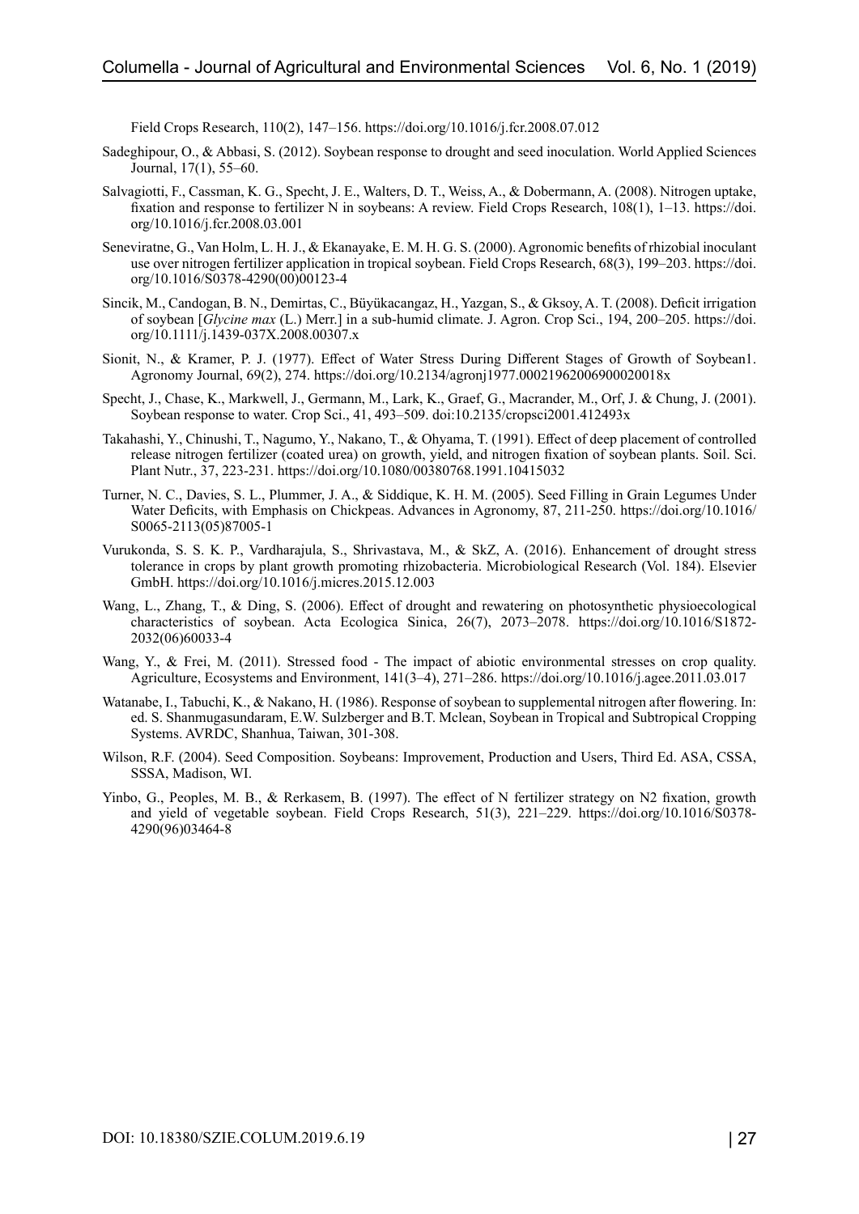Field Crops Research, 110(2), 147–156. https://doi.org/10.1016/j.fcr.2008.07.012

Sadeghipour, O., & Abbasi, S. (2012). Soybean response to drought and seed inoculation. World Applied Sciences Journal, 17(1), 55–60.

Salvagiotti, F., Cassman, K. G., Specht, J. E., Walters, D. T., Weiss, A., & Dobermann, A. (2008). Nitrogen uptake, fixation and response to fertilizer N in soybeans: A review. Field Crops Research, 108(1), 1–13. https://doi.org/10.1016/j.fcr.2008.03.001

Seneviratne, G., Van Holm, L. H. J., & Ekanayake, E. M. H. G. S. (2000). Agronomic benefits of rhizobial inoculant use over nitrogen fertilizer application in tropical soybean. Field Crops Research, 68(3), 199–203. https://doi.org/10.1016/S0378-4290(00)00123-4

Sincik, M., Candogan, B. N., Demirtas, C., Büyükacangaz, H., Yazgan, S., & Gksoy, A. T. (2008). Deficit irrigation of soybean [*Glycine max* (L.) Merr.] in a sub-humid climate. J. Agron. Crop Sci., 194, 200–205. https://doi.org/10.1111/j.1439-037X.2008.00307.x

Sionit, N., & Kramer, P. J. (1977). Effect of Water Stress During Different Stages of Growth of Soybean1. Agronomy Journal, 69(2), 274. https://doi.org/10.2134/agronj1977.00021962006900020018x

Specht, J., Chase, K., Markwell, J., Germann, M., Lark, K., Graef, G., Macrander, M., Orf, J. & Chung, J. (2001). Soybean response to water. Crop Sci., 41, 493–509. doi:10.2135/cropsci2001.412493x

Takahashi, Y., Chinushi, T., Nagumo, Y., Nakano, T., & Ohyama, T. (1991). Effect of deep placement of controlled release nitrogen fertilizer (coated urea) on growth, yield, and nitrogen fixation of soybean plants. Soil. Sci. Plant Nutr., 37, 223-231. https://doi.org/10.1080/00380768.1991.10415032

Turner, N. C., Davies, S. L., Plummer, J. A., & Siddique, K. H. M. (2005). Seed Filling in Grain Legumes Under Water Deficits, with Emphasis on Chickpeas. Advances in Agronomy, 87, 211-250. https://doi.org/10.1016/S0065-2113(05)87005-1

Vurukonda, S. S. K. P., Vardharajula, S., Shrivastava, M., & SkZ, A. (2016). Enhancement of drought stress tolerance in crops by plant growth promoting rhizobacteria. Microbiological Research (Vol. 184). Elsevier GmbH. https://doi.org/10.1016/j.micres.2015.12.003

Wang, L., Zhang, T., & Ding, S. (2006). Effect of drought and rewatering on photosynthetic physioecological characteristics of soybean. Acta Ecologica Sinica, 26(7), 2073–2078. https://doi.org/10.1016/S1872-2032(06)60033-4

Wang, Y., & Frei, M. (2011). Stressed food - The impact of abiotic environmental stresses on crop quality. Agriculture, Ecosystems and Environment, 141(3–4), 271–286. https://doi.org/10.1016/j.agee.2011.03.017

Watanabe, I., Tabuchi, K., & Nakano, H. (1986). Response of soybean to supplemental nitrogen after flowering. In: ed. S. Shanmugasundaram, E.W. Sulzberger and B.T. Mclean, Soybean in Tropical and Subtropical Cropping Systems. AVRDC, Shanhua, Taiwan, 301-308.

Wilson, R.F. (2004). Seed Composition. Soybeans: Improvement, Production and Users, Third Ed. ASA, CSSA, SSSA, Madison, WI.

Yinbo, G., Peoples, M. B., & Rerkasem, B. (1997). The effect of N fertilizer strategy on N2 fixation, growth and yield of vegetable soybean. Field Crops Research, 51(3), 221–229. https://doi.org/10.1016/S0378-4290(96)03464-8